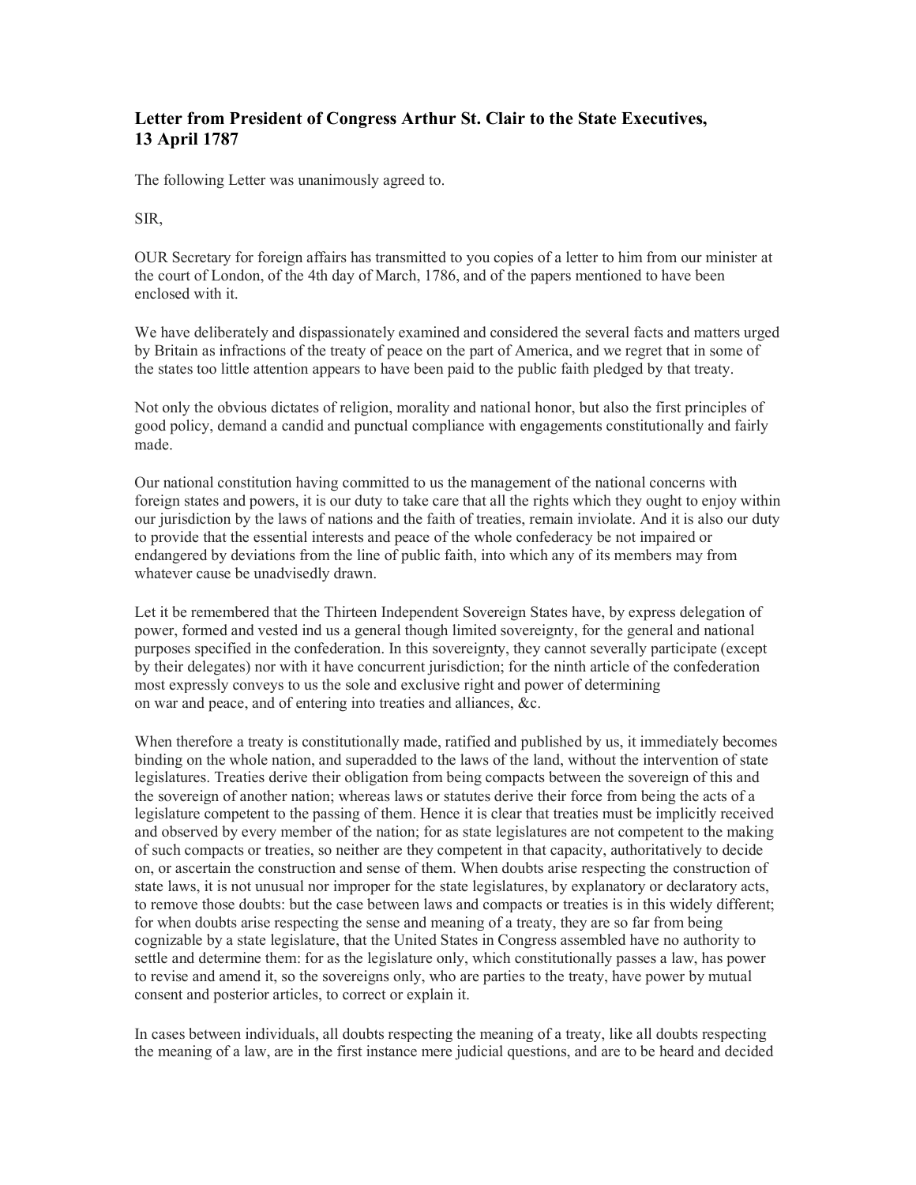## Letter from President of Congress Arthur St. Clair to the State Executives, 13 April 1787

The following Letter was unanimously agreed to.

SIR,

OUR Secretary for foreign affairs has transmitted to you copies of a letter to him from our minister at the court of London, of the 4th day of March, 1786, and of the papers mentioned to have been enclosed with it.

We have deliberately and dispassionately examined and considered the several facts and matters urged by Britain as infractions of the treaty of peace on the part of America, and we regret that in some of the states too little attention appears to have been paid to the public faith pledged by that treaty.

Not only the obvious dictates of religion, morality and national honor, but also the first principles of good policy, demand a candid and punctual compliance with engagements constitutionally and fairly made.

Our national constitution having committed to us the management of the national concerns with foreign states and powers, it is our duty to take care that all the rights which they ought to enjoy within our jurisdiction by the laws of nations and the faith of treaties, remain inviolate. And it is also our duty to provide that the essential interests and peace of the whole confederacy be not impaired or endangered by deviations from the line of public faith, into which any of its members may from whatever cause be unadvisedly drawn.

Let it be remembered that the Thirteen Independent Sovereign States have, by express delegation of power, formed and vested ind us a general though limited sovereignty, for the general and national purposes specified in the confederation. In this sovereignty, they cannot severally participate (except by their delegates) nor with it have concurrent jurisdiction; for the ninth article of the confederation most expressly conveys to us the sole and exclusive right and power of determining on war and peace, and of entering into treaties and alliances, &c.

When therefore a treaty is constitutionally made, ratified and published by us, it immediately becomes binding on the whole nation, and superadded to the laws of the land, without the intervention of state legislatures. Treaties derive their obligation from being compacts between the sovereign of this and the sovereign of another nation; whereas laws or statutes derive their force from being the acts of a legislature competent to the passing of them. Hence it is clear that treaties must be implicitly received and observed by every member of the nation; for as state legislatures are not competent to the making of such compacts or treaties, so neither are they competent in that capacity, authoritatively to decide on, or ascertain the construction and sense of them. When doubts arise respecting the construction of state laws, it is not unusual nor improper for the state legislatures, by explanatory or declaratory acts, to remove those doubts: but the case between laws and compacts or treaties is in this widely different; for when doubts arise respecting the sense and meaning of a treaty, they are so far from being cognizable by a state legislature, that the United States in Congress assembled have no authority to settle and determine them: for as the legislature only, which constitutionally passes a law, has power to revise and amend it, so the sovereigns only, who are parties to the treaty, have power by mutual consent and posterior articles, to correct or explain it.

In cases between individuals, all doubts respecting the meaning of a treaty, like all doubts respecting the meaning of a law, are in the first instance mere judicial questions, and are to be heard and decided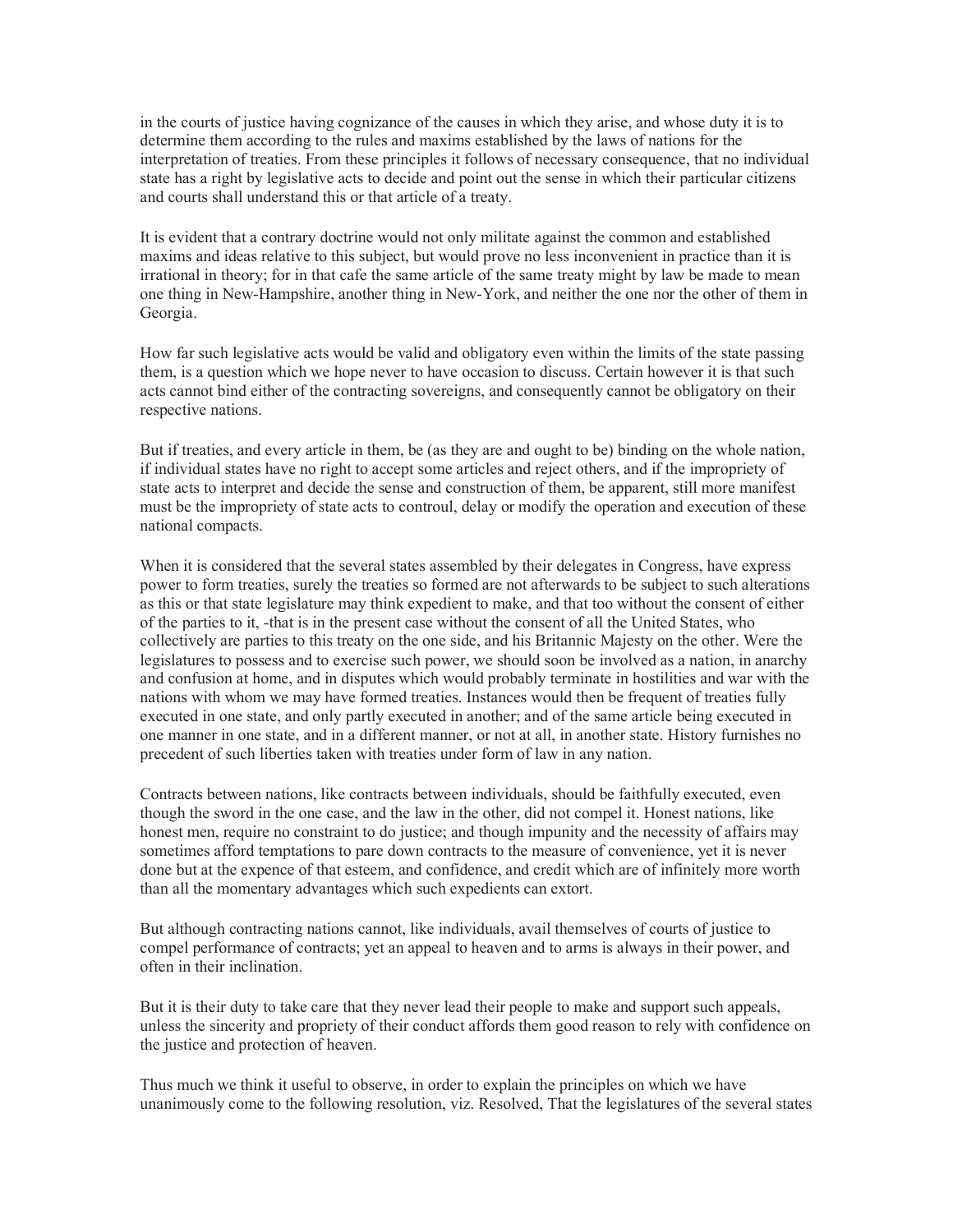in the courts of justice having cognizance of the causes in which they arise, and whose duty it is to determine them according to the rules and maxims established by the laws of nations for the interpretation of treaties. From these principles it follows of necessary consequence, that no individual state has a right by legislative acts to decide and point out the sense in which their particular citizens and courts shall understand this or that article of a treaty.

It is evident that a contrary doctrine would not only militate against the common and established maxims and ideas relative to this subject, but would prove no less inconvenient in practice than it is irrational in theory; for in that cafe the same article of the same treaty might by law be made to mean one thing in New-Hampshire, another thing in New-York, and neither the one nor the other of them in Georgia.

How far such legislative acts would be valid and obligatory even within the limits of the state passing them, is a question which we hope never to have occasion to discuss. Certain however it is that such acts cannot bind either of the contracting sovereigns, and consequently cannot be obligatory on their respective nations.

But if treaties, and every article in them, be (as they are and ought to be) binding on the whole nation, if individual states have no right to accept some articles and reject others, and if the impropriety of state acts to interpret and decide the sense and construction of them, be apparent, still more manifest must be the impropriety of state acts to controul, delay or modify the operation and execution of these national compacts.

When it is considered that the several states assembled by their delegates in Congress, have express power to form treaties, surely the treaties so formed are not afterwards to be subject to such alterations as this or that state legislature may think expedient to make, and that too without the consent of either of the parties to it, -that is in the present case without the consent of all the United States, who collectively are parties to this treaty on the one side, and his Britannic Majesty on the other. Were the legislatures to possess and to exercise such power, we should soon be involved as a nation, in anarchy and confusion at home, and in disputes which would probably terminate in hostilities and war with the nations with whom we may have formed treaties. Instances would then be frequent of treaties fully executed in one state, and only partly executed in another; and of the same article being executed in one manner in one state, and in a different manner, or not at all, in another state. History furnishes no precedent of such liberties taken with treaties under form of law in any nation.

Contracts between nations, like contracts between individuals, should be faithfully executed, even though the sword in the one case, and the law in the other, did not compel it. Honest nations, like honest men, require no constraint to do justice; and though impunity and the necessity of affairs may sometimes afford temptations to pare down contracts to the measure of convenience, yet it is never done but at the expence of that esteem, and confidence, and credit which are of infinitely more worth than all the momentary advantages which such expedients can extort.

But although contracting nations cannot, like individuals, avail themselves of courts of justice to compel performance of contracts; yet an appeal to heaven and to arms is always in their power, and often in their inclination.

But it is their duty to take care that they never lead their people to make and support such appeals, unless the sincerity and propriety of their conduct affords them good reason to rely with confidence on the justice and protection of heaven.

Thus much we think it useful to observe, in order to explain the principles on which we have unanimously come to the following resolution, viz. Resolved, That the legislatures of the several states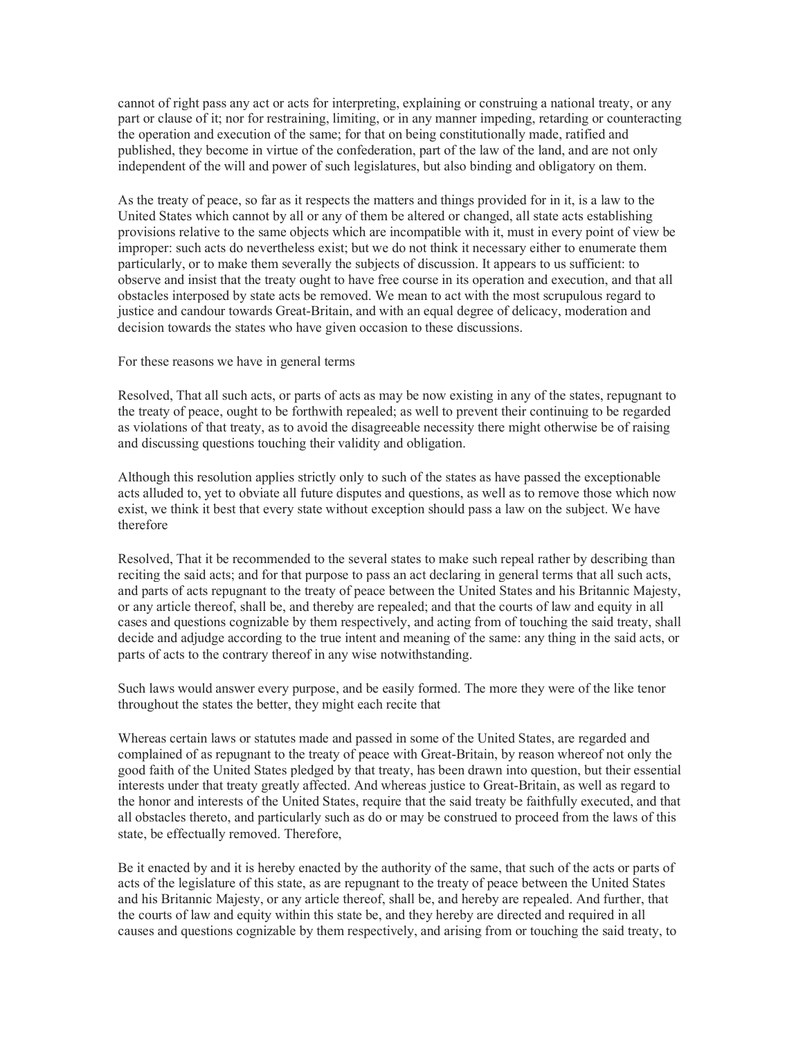cannot of right pass any act or acts for interpreting, explaining or construing a national treaty, or any part or clause of it; nor for restraining, limiting, or in any manner impeding, retarding or counteracting the operation and execution of the same; for that on being constitutionally made, ratified and published, they become in virtue of the confederation, part of the law of the land, and are not only independent of the will and power of such legislatures, but also binding and obligatory on them.

As the treaty of peace, so far as it respects the matters and things provided for in it, is a law to the United States which cannot by all or any of them be altered or changed, all state acts establishing provisions relative to the same objects which are incompatible with it, must in every point of view be improper: such acts do nevertheless exist; but we do not think it necessary either to enumerate them particularly, or to make them severally the subjects of discussion. It appears to us sufficient: to observe and insist that the treaty ought to have free course in its operation and execution, and that all obstacles interposed by state acts be removed. We mean to act with the most scrupulous regard to justice and candour towards Great-Britain, and with an equal degree of delicacy, moderation and decision towards the states who have given occasion to these discussions.

For these reasons we have in general terms

Resolved, That all such acts, or parts of acts as may be now existing in any of the states, repugnant to the treaty of peace, ought to be forthwith repealed; as well to prevent their continuing to be regarded as violations of that treaty, as to avoid the disagreeable necessity there might otherwise be of raising and discussing questions touching their validity and obligation.

Although this resolution applies strictly only to such of the states as have passed the exceptionable acts alluded to, yet to obviate all future disputes and questions, as well as to remove those which now exist, we think it best that every state without exception should pass a law on the subject. We have therefore

Resolved, That it be recommended to the several states to make such repeal rather by describing than reciting the said acts; and for that purpose to pass an act declaring in general terms that all such acts, and parts of acts repugnant to the treaty of peace between the United States and his Britannic Majesty, or any article thereof, shall be, and thereby are repealed; and that the courts of law and equity in all cases and questions cognizable by them respectively, and acting from of touching the said treaty, shall decide and adjudge according to the true intent and meaning of the same: any thing in the said acts, or parts of acts to the contrary thereof in any wise notwithstanding.

Such laws would answer every purpose, and be easily formed. The more they were of the like tenor throughout the states the better, they might each recite that

Whereas certain laws or statutes made and passed in some of the United States, are regarded and complained of as repugnant to the treaty of peace with Great-Britain, by reason whereof not only the good faith of the United States pledged by that treaty, has been drawn into question, but their essential interests under that treaty greatly affected. And whereas justice to Great-Britain, as well as regard to the honor and interests of the United States, require that the said treaty be faithfully executed, and that all obstacles thereto, and particularly such as do or may be construed to proceed from the laws of this state, be effectually removed. Therefore,

Be it enacted by and it is hereby enacted by the authority of the same, that such of the acts or parts of acts of the legislature of this state, as are repugnant to the treaty of peace between the United States and his Britannic Majesty, or any article thereof, shall be, and hereby are repealed. And further, that the courts of law and equity within this state be, and they hereby are directed and required in all causes and questions cognizable by them respectively, and arising from or touching the said treaty, to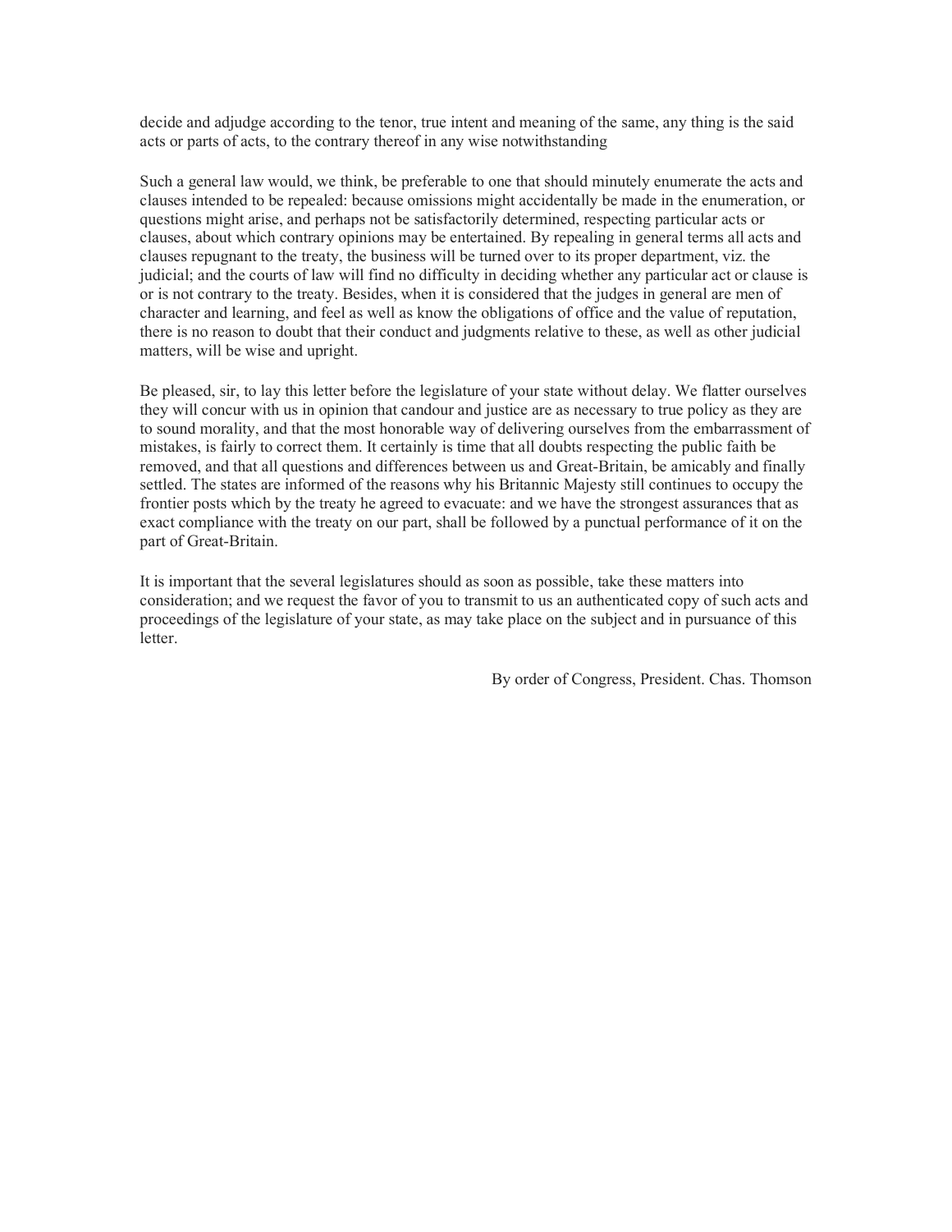decide and adjudge according to the tenor, true intent and meaning of the same, any thing is the said acts or parts of acts, to the contrary thereof in any wise notwithstanding

Such a general law would, we think, be preferable to one that should minutely enumerate the acts and clauses intended to be repealed: because omissions might accidentally be made in the enumeration, or questions might arise, and perhaps not be satisfactorily determined, respecting particular acts or clauses, about which contrary opinions may be entertained. By repealing in general terms all acts and clauses repugnant to the treaty, the business will be turned over to its proper department, viz. the judicial; and the courts of law will find no difficulty in deciding whether any particular act or clause is or is not contrary to the treaty. Besides, when it is considered that the judges in general are men of character and learning, and feel as well as know the obligations of office and the value of reputation, there is no reason to doubt that their conduct and judgments relative to these, as well as other judicial matters, will be wise and upright.

Be pleased, sir, to lay this letter before the legislature of your state without delay. We flatter ourselves they will concur with us in opinion that candour and justice are as necessary to true policy as they are to sound morality, and that the most honorable way of delivering ourselves from the embarrassment of mistakes, is fairly to correct them. It certainly is time that all doubts respecting the public faith be removed, and that all questions and differences between us and Great-Britain, be amicably and finally settled. The states are informed of the reasons why his Britannic Majesty still continues to occupy the frontier posts which by the treaty he agreed to evacuate: and we have the strongest assurances that as exact compliance with the treaty on our part, shall be followed by a punctual performance of it on the part of Great-Britain.

It is important that the several legislatures should as soon as possible, take these matters into consideration; and we request the favor of you to transmit to us an authenticated copy of such acts and proceedings of the legislature of your state, as may take place on the subject and in pursuance of this letter.

By order of Congress, President. Chas. Thomson